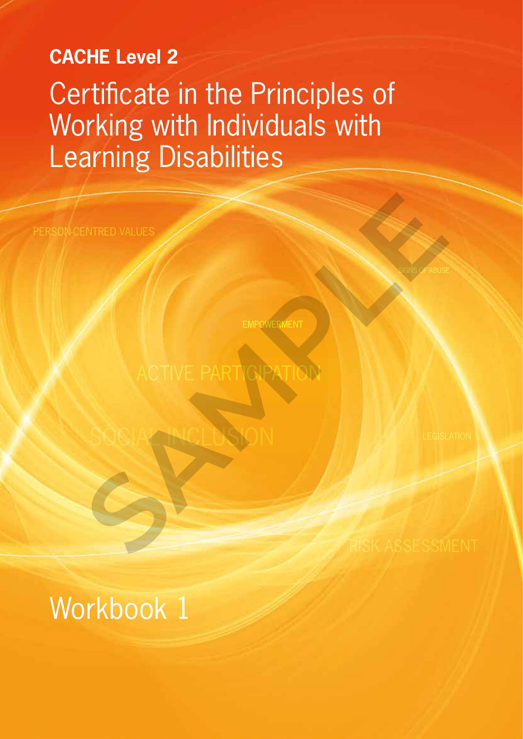**CACHE Level 2**

# Certificate in the Principles of Working with Individuals with Learning Disabilities

PERSON-CENTRED VALUES

SIGNS OF ABUSE

EMPOWERMENT

ACTIVE PARTICIPATION

SOCIAL INCLUSION

LEGISLATION

RISK ASSESSMENT

SAMPLE

## Workbook 1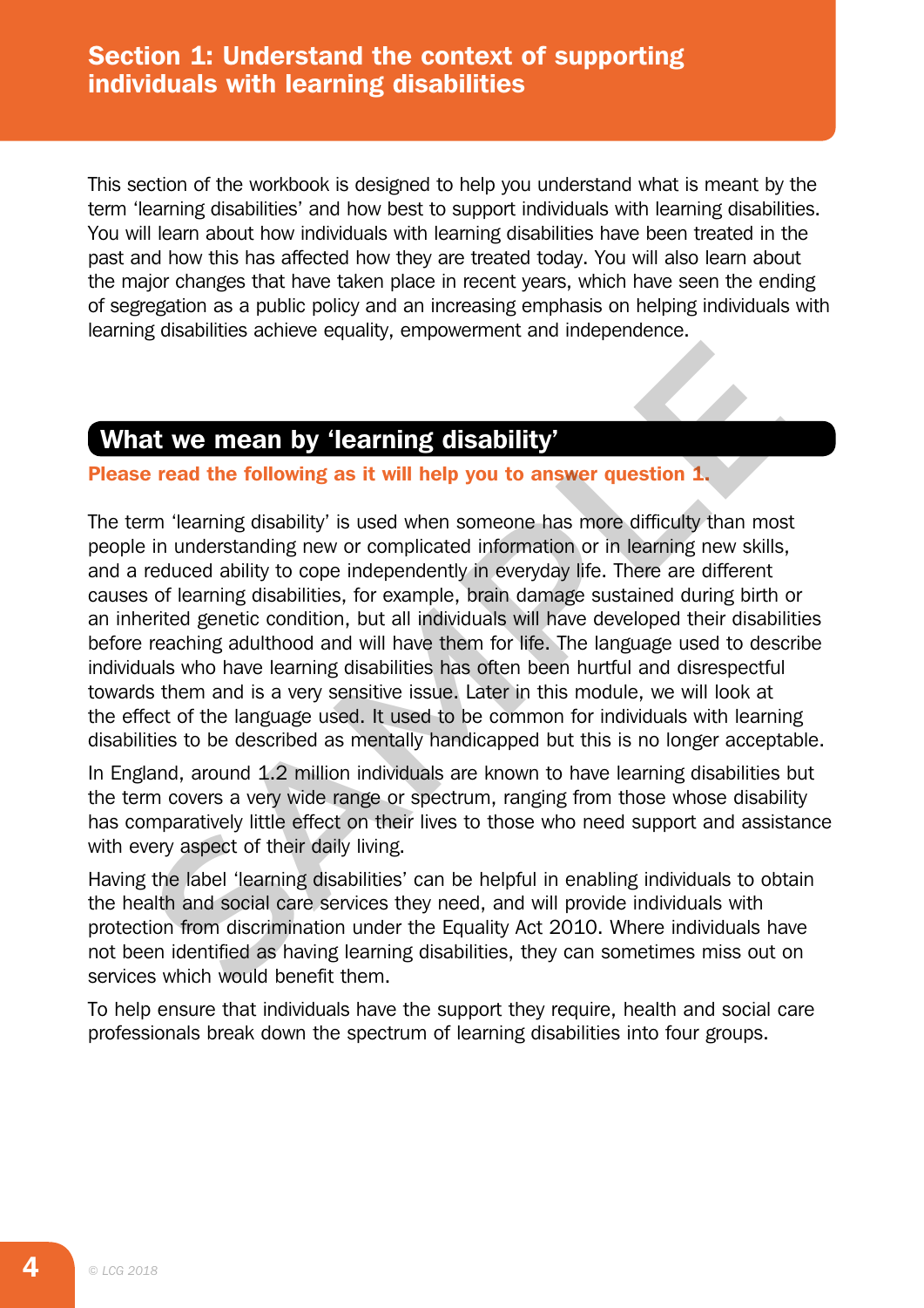# Section 1: Understand the context of supporting individuals with learning disabilities

This section of the workbook is designed to help you understand what is meant by the term 'learning disabilities' and how best to support individuals with learning disabilities. You will learn about how individuals with learning disabilities have been treated in the past and how this has affected how they are treated today. You will also learn about the major changes that have taken place in recent years, which have seen the ending of segregation as a public policy and an increasing emphasis on helping individuals with learning disabilities achieve equality, empowerment and independence.

## What we mean by 'learning disability'

**Please read the following as it will help you to answer question 1.**

The term 'learning disability' is used when someone has more difficulty than most people in understanding new or complicated information or in learning new skills, and a reduced ability to cope independently in everyday life. There are different causes of learning disabilities, for example, brain damage sustained during birth or an inherited genetic condition, but all individuals will have developed their disabilities before reaching adulthood and will have them for life. The language used to describe individuals who have learning disabilities has often been hurtful and disrespectful towards them and is a very sensitive issue. Later in this module, we will look at the effect of the language used. It used to be common for individuals with learning disabilities to be described as mentally handicapped but this is no longer acceptable.

In England, around 1.2 million individuals are known to have learning disabilities but the term covers a very wide range or spectrum, ranging from those whose disability has comparatively little effect on their lives to those who need support and assistance with every aspect of their daily living.

Having the label 'learning disabilities' can be helpful in enabling individuals to obtain the health and social care services they need, and will provide individuals with protection from discrimination under the Equality Act 2010. Where individuals have not been identified as having learning disabilities, they can sometimes miss out on services which would benefit them.

To help ensure that individuals have the support they require, health and social care professionals break down the spectrum of learning disabilities into four groups.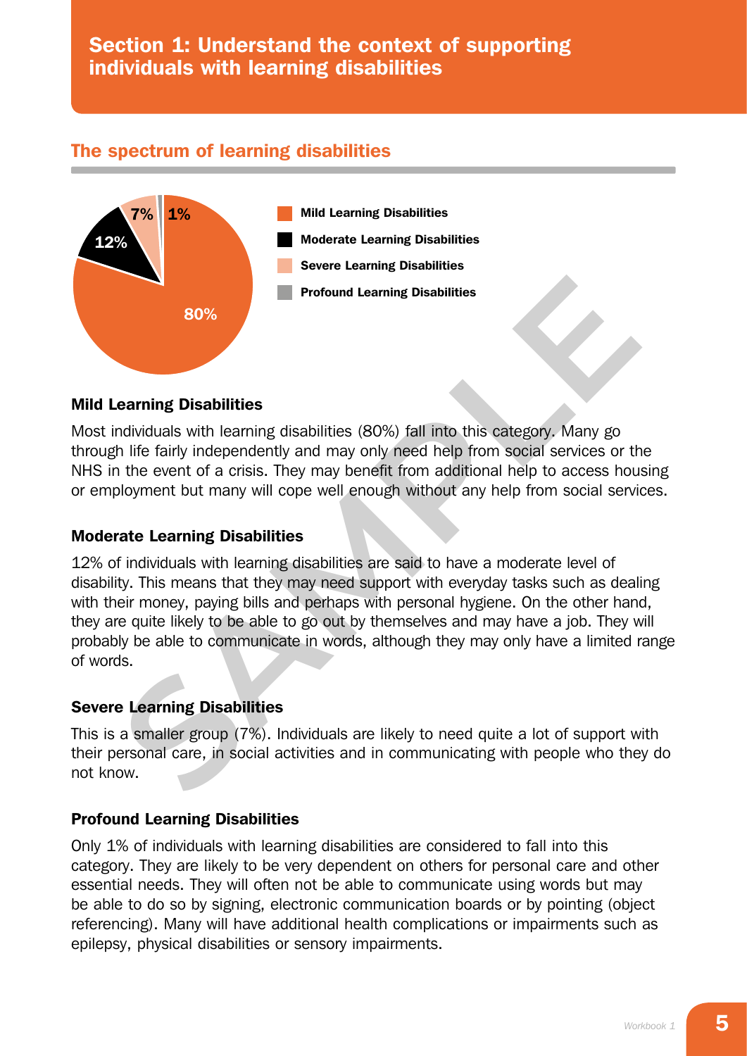## Section 1: Understand the context of supporting individuals with learning disabilities

### The spectrum of learning disabilities

80% — Mild Learning Disabilities
12% — Moderate Learning Disabilities
7% — Severe Learning Disabilities
1% — Profound Learning Disabilities

#### Mild Learning Disabilities

Most individuals with learning disabilities (80%) fall into this category. Many go through life fairly independently and may only need help from social services or the NHS in the event of a crisis. They may benefit from additional help to access housing or employment but many will cope well enough without any help from social services.

#### Moderate Learning Disabilities

12% of individuals with learning disabilities are said to have a moderate level of disability. This means that they may need support with everyday tasks such as dealing with their money, paying bills and perhaps with personal hygiene. On the other hand, they are quite likely to be able to go out by themselves and may have a job. They will probably be able to communicate in words, although they may only have a limited range of words.

#### Severe Learning Disabilities

This is a smaller group (7%). Individuals are likely to need quite a lot of support with their personal care, in social activities and in communicating with people who they do not know.

#### Profound Learning Disabilities

Only 1% of individuals with learning disabilities are considered to fall into this category. They are likely to be very dependent on others for personal care and other essential needs. They will often not be able to communicate using words but may be able to do so by signing, electronic communication boards or by pointing (object referencing). Many will have additional health complications or impairments such as epilepsy, physical disabilities or sensory impairments.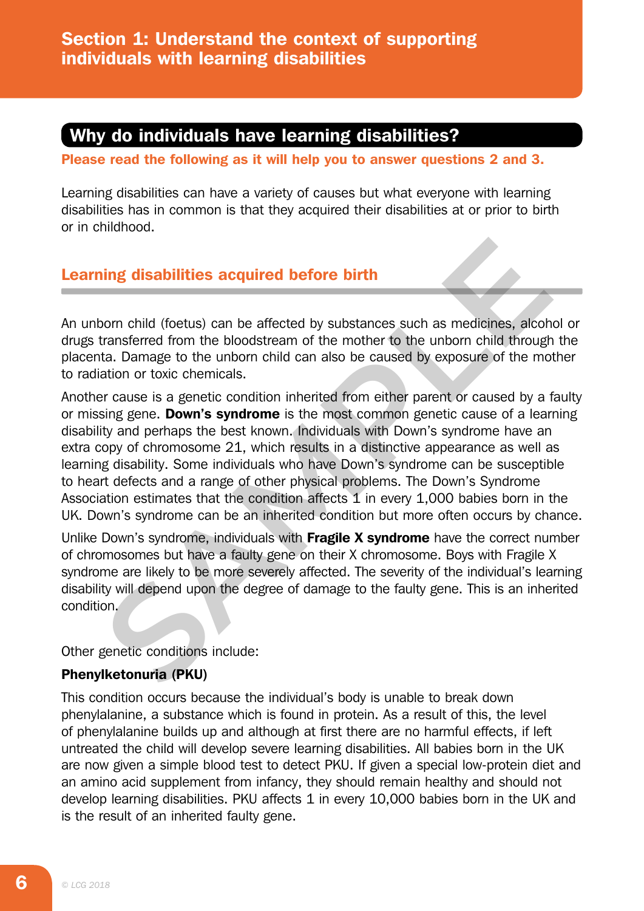## Section 1: Understand the context of supporting individuals with learning disabilities

### Why do individuals have learning disabilities?

**Please read the following as it will help you to answer questions 2 and 3.**

Learning disabilities can have a variety of causes but what everyone with learning disabilities has in common is that they acquired their disabilities at or prior to birth or in childhood.

### Learning disabilities acquired before birth

An unborn child (foetus) can be affected by substances such as medicines, alcohol or drugs transferred from the bloodstream of the mother to the unborn child through the placenta. Damage to the unborn child can also be caused by exposure of the mother to radiation or toxic chemicals.

Another cause is a genetic condition inherited from either parent or caused by a faulty or missing gene. **Down's syndrome** is the most common genetic cause of a learning disability and perhaps the best known. Individuals with Down's syndrome have an extra copy of chromosome 21, which results in a distinctive appearance as well as learning disability. Some individuals who have Down's syndrome can be susceptible to heart defects and a range of other physical problems. The Down's Syndrome Association estimates that the condition affects 1 in every 1,000 babies born in the UK. Down's syndrome can be an inherited condition but more often occurs by chance.

Unlike Down's syndrome, individuals with **Fragile X syndrome** have the correct number of chromosomes but have a faulty gene on their X chromosome. Boys with Fragile X syndrome are likely to be more severely affected. The severity of the individual's learning disability will depend upon the degree of damage to the faulty gene. This is an inherited condition.

Other genetic conditions include:

**Phenylketonuria (PKU)**

This condition occurs because the individual's body is unable to break down phenylalanine, a substance which is found in protein. As a result of this, the level of phenylalanine builds up and although at first there are no harmful effects, if left untreated the child will develop severe learning disabilities. All babies born in the UK are now given a simple blood test to detect PKU. If given a special low-protein diet and an amino acid supplement from infancy, they should remain healthy and should not develop learning disabilities. PKU affects 1 in every 10,000 babies born in the UK and is the result of an inherited faulty gene.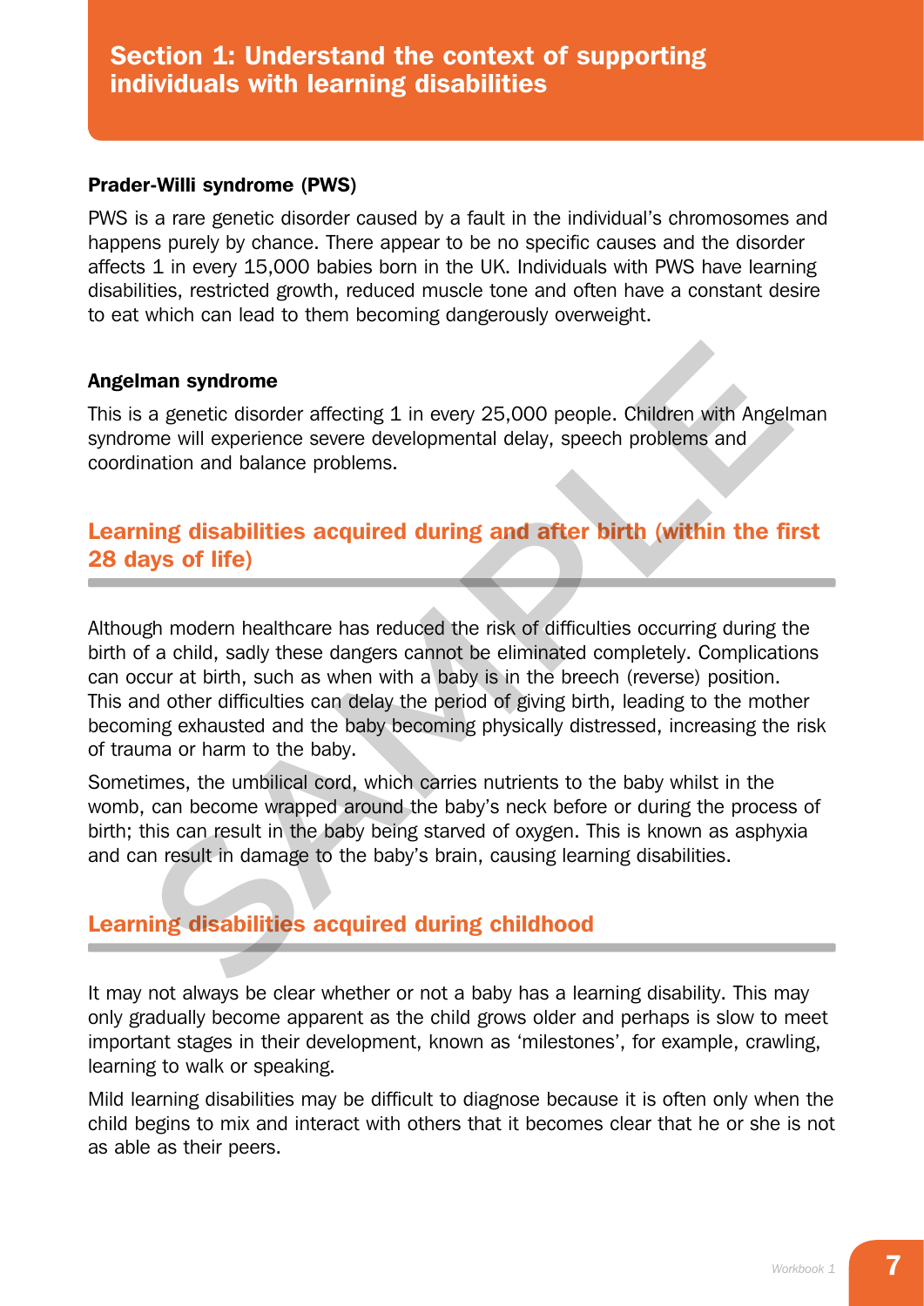# Section 1: Understand the context of supporting individuals with learning disabilities

### Prader-Willi syndrome (PWS)

PWS is a rare genetic disorder caused by a fault in the individual's chromosomes and happens purely by chance. There appear to be no specific causes and the disorder affects 1 in every 15,000 babies born in the UK. Individuals with PWS have learning disabilities, restricted growth, reduced muscle tone and often have a constant desire to eat which can lead to them becoming dangerously overweight.

### Angelman syndrome

This is a genetic disorder affecting 1 in every 25,000 people. Children with Angelman syndrome will experience severe developmental delay, speech problems and coordination and balance problems.

## Learning disabilities acquired during and after birth (within the first 28 days of life)

Although modern healthcare has reduced the risk of difficulties occurring during the birth of a child, sadly these dangers cannot be eliminated completely. Complications can occur at birth, such as when with a baby is in the breech (reverse) position. This and other difficulties can delay the period of giving birth, leading to the mother becoming exhausted and the baby becoming physically distressed, increasing the risk of trauma or harm to the baby.

Sometimes, the umbilical cord, which carries nutrients to the baby whilst in the womb, can become wrapped around the baby's neck before or during the process of birth; this can result in the baby being starved of oxygen. This is known as asphyxia and can result in damage to the baby's brain, causing learning disabilities.

## Learning disabilities acquired during childhood

It may not always be clear whether or not a baby has a learning disability. This may only gradually become apparent as the child grows older and perhaps is slow to meet important stages in their development, known as 'milestones', for example, crawling, learning to walk or speaking.

Mild learning disabilities may be difficult to diagnose because it is often only when the child begins to mix and interact with others that it becomes clear that he or she is not as able as their peers.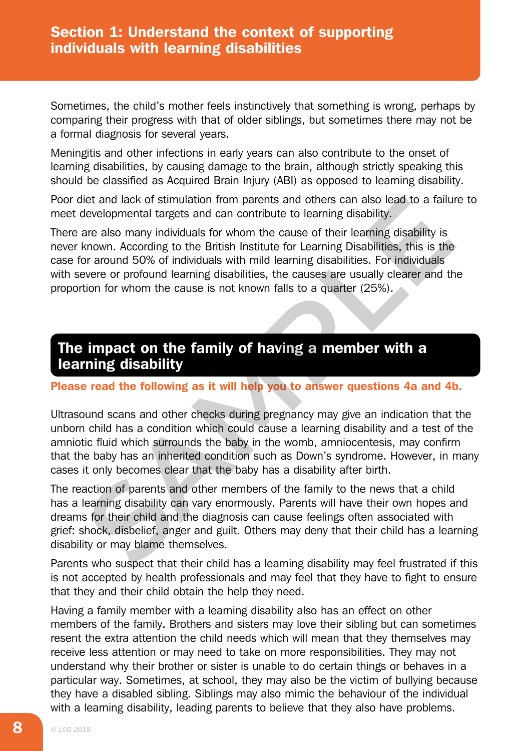Sometimes, the child's mother feels instinctively that something is wrong, perhaps by comparing their progress with that of older siblings, but sometimes there may not be a formal diagnosis for several years.

Meningitis and other infections in early years can also contribute to the onset of learning disabilities, by causing damage to the brain, although strictly speaking this should be classified as Acquired Brain Injury (ABI) as opposed to learning disability.

Poor diet and lack of stimulation from parents and others can also lead to a failure to meet developmental targets and can contribute to learning disability.

There are also many individuals for whom the cause of their learning disability is never known. According to the British Institute for Learning Disabilities, this is the case for around 50% of individuals with mild learning disabilities. For individuals with severe or profound learning disabilities, the causes are usually clearer and the proportion for whom the cause is not known falls to a quarter (25%).

## The impact on the family of having a member with a learning disability

**Please read the following as it will help you to answer questions 4a and 4b.**

Ultrasound scans and other checks during pregnancy may give an indication that the unborn child has a condition which could cause a learning disability and a test of the amniotic fluid which surrounds the baby in the womb, amniocentesis, may confirm that the baby has an inherited condition such as Down's syndrome. However, in many cases it only becomes clear that the baby has a disability after birth.

The reaction of parents and other members of the family to the news that a child has a learning disability can vary enormously. Parents will have their own hopes and dreams for their child and the diagnosis can cause feelings often associated with grief: shock, disbelief, anger and guilt. Others may deny that their child has a learning disability or may blame themselves.

Parents who suspect that their child has a learning disability may feel frustrated if this is not accepted by health professionals and may feel that they have to fight to ensure that they and their child obtain the help they need.

Having a family member with a learning disability also has an effect on other members of the family. Brothers and sisters may love their sibling but can sometimes resent the extra attention the child needs which will mean that they themselves may receive less attention or may need to take on more responsibilities. They may not understand why their brother or sister is unable to do certain things or behaves in a particular way. Sometimes, at school, they may also be the victim of bullying because they have a disabled sibling. Siblings may also mimic the behaviour of the individual with a learning disability, leading parents to believe that they also have problems.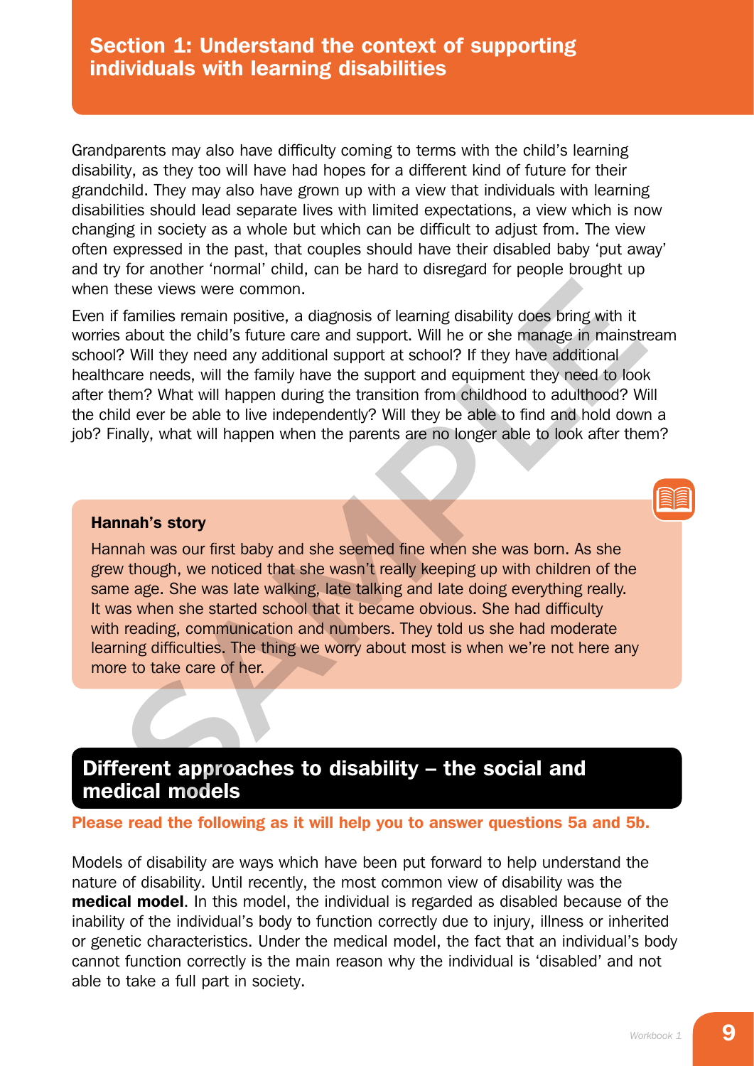## Section 1: Understand the context of supporting individuals with learning disabilities

Grandparents may also have difficulty coming to terms with the child's learning disability, as they too will have had hopes for a different kind of future for their grandchild. They may also have grown up with a view that individuals with learning disabilities should lead separate lives with limited expectations, a view which is now changing in society as a whole but which can be difficult to adjust from. The view often expressed in the past, that couples should have their disabled baby 'put away' and try for another 'normal' child, can be hard to disregard for people brought up when these views were common.

Even if families remain positive, a diagnosis of learning disability does bring with it worries about the child's future care and support. Will he or she manage in mainstream school? Will they need any additional support at school? If they have additional healthcare needs, will the family have the support and equipment they need to look after them? What will happen during the transition from childhood to adulthood? Will the child ever be able to live independently? Will they be able to find and hold down a job? Finally, what will happen when the parents are no longer able to look after them?

**Hannah's story**

Hannah was our first baby and she seemed fine when she was born. As she grew though, we noticed that she wasn't really keeping up with children of the same age. She was late walking, late talking and late doing everything really. It was when she started school that it became obvious. She had difficulty with reading, communication and numbers. They told us she had moderate learning difficulties. The thing we worry about most is when we're not here any more to take care of her.

## Different approaches to disability – the social and medical models

**Please read the following as it will help you to answer questions 5a and 5b.**

Models of disability are ways which have been put forward to help understand the nature of disability. Until recently, the most common view of disability was the **medical model**. In this model, the individual is regarded as disabled because of the inability of the individual's body to function correctly due to injury, illness or inherited or genetic characteristics. Under the medical model, the fact that an individual's body cannot function correctly is the main reason why the individual is 'disabled' and not able to take a full part in society.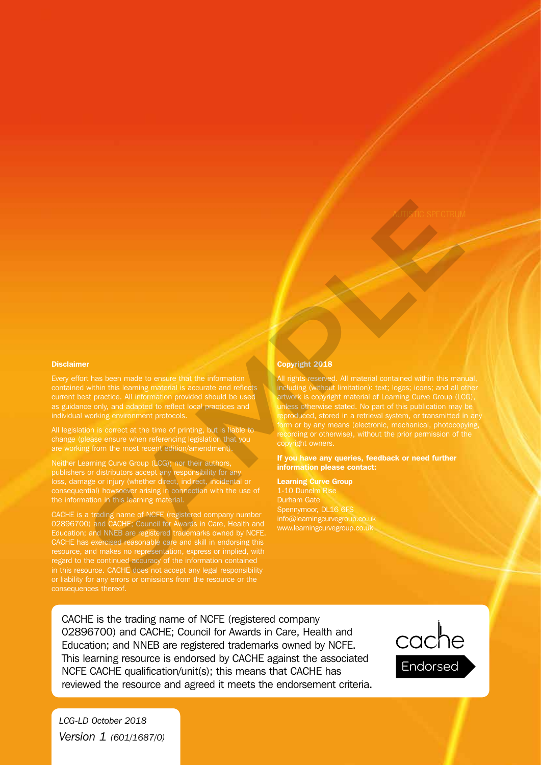AUTISTIC SPECTRUM

SAMPLE

**Disclaimer**

Every effort has been made to ensure that the information contained within this learning material is accurate and reflects current best practice. All information provided should be used as guidance only, and adapted to reflect local practices and individual working environment protocols.

All legislation is correct at the time of printing, but is liable to change (please ensure when referencing legislation that you are working from the most recent edition/amendment).

Neither Learning Curve Group (LCG); nor their authors, publishers or distributors accept any responsibility for any loss, damage or injury (whether direct, indirect, incidental or consequential) howsoever arising in connection with the use of the information in this learning material.

CACHE is a trading name of NCFE (registered company number 02896700) and CACHE; Council for Awards in Care, Health and Education; and NNEB are registered trademarks owned by NCFE. CACHE has exercised reasonable care and skill in endorsing this resource, and makes no representation, express or implied, with regard to the continued accuracy of the information contained in this resource. CACHE does not accept any legal responsibility or liability for any errors or omissions from the resource or the consequences thereof.

**Copyright 2018**

All rights reserved. All material contained within this manual, including (without limitation): text; logos; icons; and all other artwork is copyright material of Learning Curve Group (LCG), unless otherwise stated. No part of this publication may be reproduced, stored in a retrieval system, or transmitted in any form or by any means (electronic, mechanical, photocopying, recording or otherwise), without the prior permission of the copyright owners.

**If you have any queries, feedback or need further information please contact:**

**Learning Curve Group**
1-10 Dunelm Rise
Durham Gate
Spennymoor, DL16 6FS
info@learningcurvegroup.co.uk
www.learningcurvegroup.co.uk

CACHE is the trading name of NCFE (registered company 02896700) and CACHE; Council for Awards in Care, Health and Education; and NNEB are registered trademarks owned by NCFE. This learning resource is endorsed by CACHE against the associated NCFE CACHE qualification/unit(s); this means that CACHE has reviewed the resource and agreed it meets the endorsement criteria.

cache Endorsed

*LCG-LD October 2018*
*Version 1 (601/1687/0)*